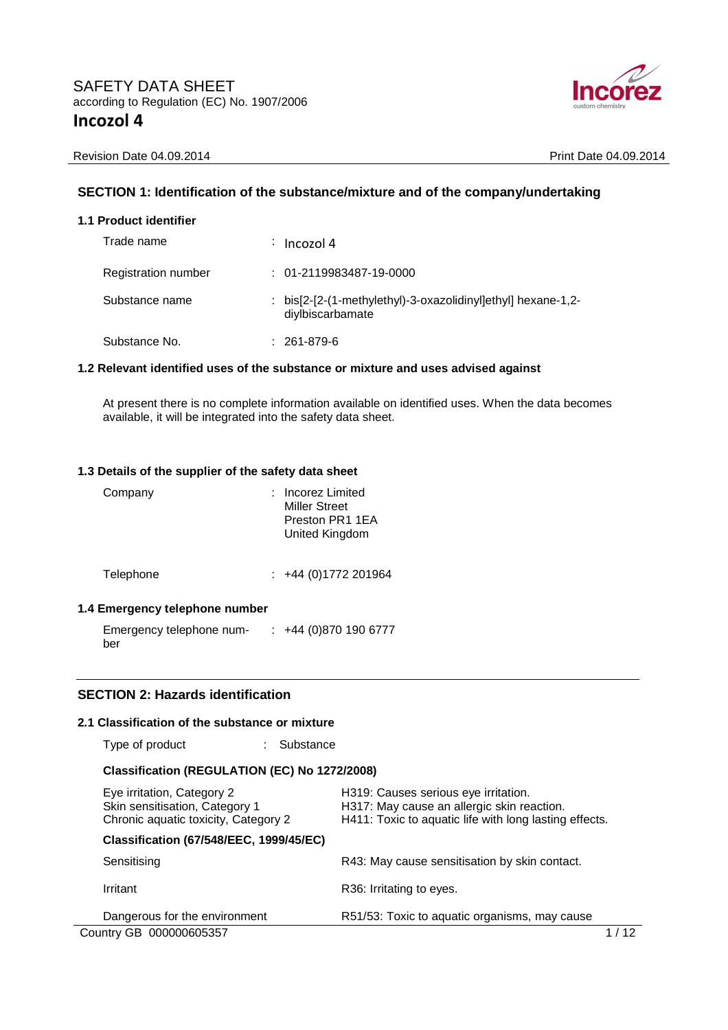# SAFETY DATA SHEET

according to Regulation (EC) No. 1907/2006

# Incozol 4

Revision Date 04.09.2014 | Print Date 04.09.2014

## SECTION 1: Identification of the substance/mixture and of the company/undertaking

### 1.1 Product identifier

| | |
|---|---|
| Trade name | : Incozol 4 |
| Registration number | : 01-2119983487-19-0000 |
| Substance name | : bis[2-[2-(1-methylethyl)-3-oxazolidinyl]ethyl] hexane-1,2-diylbiscarbamate |
| Substance No. | : 261-879-6 |

### 1.2 Relevant identified uses of the substance or mixture and uses advised against

At present there is no complete information available on identified uses. When the data becomes available, it will be integrated into the safety data sheet.

### 1.3 Details of the supplier of the safety data sheet

| | |
|---|---|
| Company | : Incorez Limited<br>Miller Street<br>Preston PR1 1EA<br>United Kingdom |
| Telephone | : +44 (0)1772 201964 |

### 1.4 Emergency telephone number

| | |
|---|---|
| Emergency telephone number | : +44 (0)870 190 6777 |

## SECTION 2: Hazards identification

### 2.1 Classification of the substance or mixture

Type of product : Substance

**Classification (REGULATION (EC) No 1272/2008)**

| | |
|---|---|
| Eye irritation, Category 2 | H319: Causes serious eye irritation. |
| Skin sensitisation, Category 1 | H317: May cause an allergic skin reaction. |
| Chronic aquatic toxicity, Category 2 | H411: Toxic to aquatic life with long lasting effects. |

**Classification (67/548/EEC, 1999/45/EC)**

| | |
|---|---|
| Sensitising | R43: May cause sensitisation by skin contact. |
| Irritant | R36: Irritating to eyes. |
| Dangerous for the environment | R51/53: Toxic to aquatic organisms, may cause |

Country GB 000000605357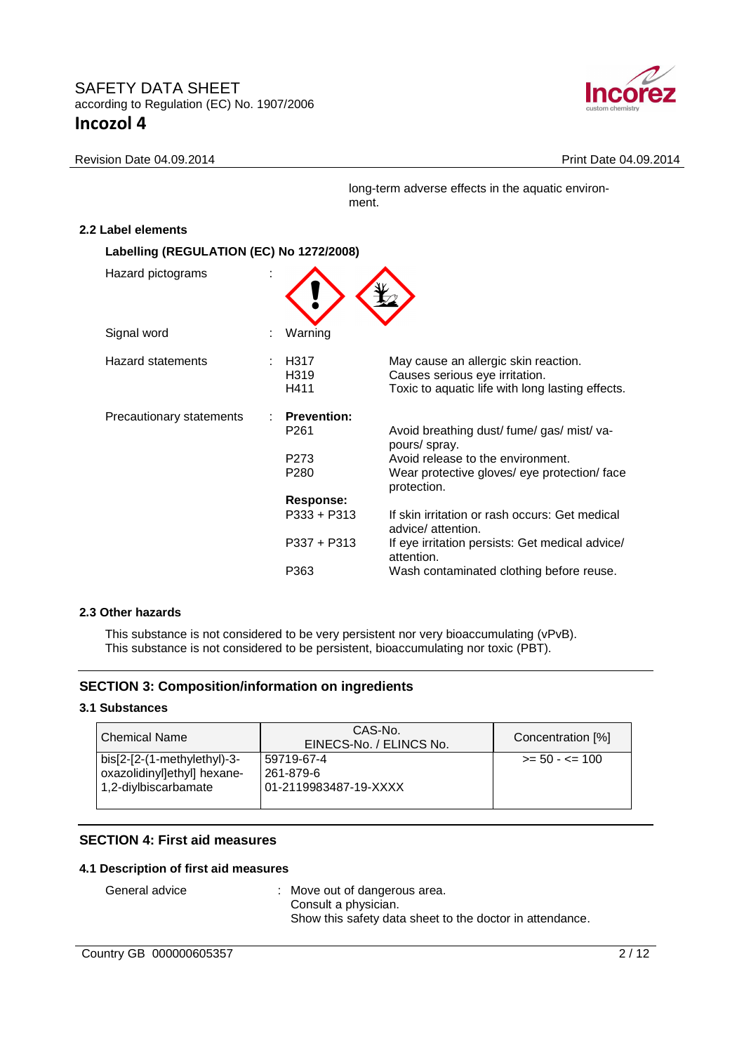long-term adverse effects in the aquatic environment.

### 2.2 Label elements

**Labelling (REGULATION (EC) No 1272/2008)**

Hazard pictograms :

Signal word : Warning

Hazard statements :

| | |
|---|---|
| H317 | May cause an allergic skin reaction. |
| H319 | Causes serious eye irritation. |
| H411 | Toxic to aquatic life with long lasting effects. |

Precautionary statements :

**Prevention:**

| | |
|---|---|
| P261 | Avoid breathing dust/ fume/ gas/ mist/ vapours/ spray. |
| P273 | Avoid release to the environment. |
| P280 | Wear protective gloves/ eye protection/ face protection. |

**Response:**

| | |
|---|---|
| P333 + P313 | If skin irritation or rash occurs: Get medical advice/ attention. |
| P337 + P313 | If eye irritation persists: Get medical advice/ attention. |
| P363 | Wash contaminated clothing before reuse. |

### 2.3 Other hazards

This substance is not considered to be very persistent nor very bioaccumulating (vPvB).
This substance is not considered to be persistent, bioaccumulating nor toxic (PBT).

## SECTION 3: Composition/information on ingredients

### 3.1 Substances

| Chemical Name | CAS-No.<br>EINECS-No. / ELINCS No. | Concentration [%] |
|---|---|---|
| bis[2-[2-(1-methylethyl)-3-oxazolidinyl]ethyl] hexane-1,2-diylbiscarbamate | 59719-67-4<br>261-879-6<br>01-2119983487-19-XXXX | >= 50 - <= 100 |

## SECTION 4: First aid measures

### 4.1 Description of first aid measures

General advice : Move out of dangerous area.
Consult a physician.
Show this safety data sheet to the doctor in attendance.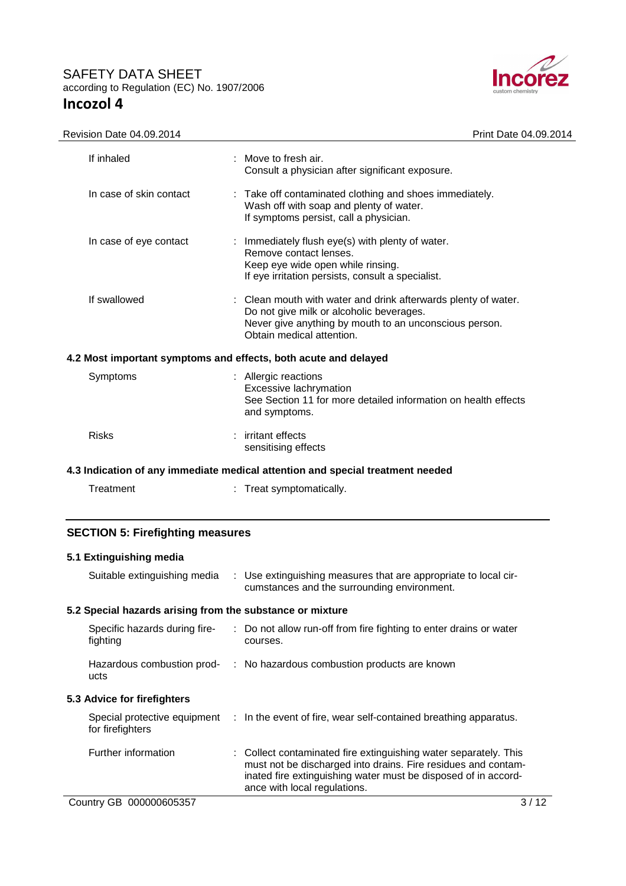| | |
|---|---|
| If inhaled | : Move to fresh air.<br>Consult a physician after significant exposure. |
| In case of skin contact | : Take off contaminated clothing and shoes immediately.<br>Wash off with soap and plenty of water.<br>If symptoms persist, call a physician. |
| In case of eye contact | : Immediately flush eye(s) with plenty of water.<br>Remove contact lenses.<br>Keep eye wide open while rinsing.<br>If eye irritation persists, consult a specialist. |
| If swallowed | : Clean mouth with water and drink afterwards plenty of water.<br>Do not give milk or alcoholic beverages.<br>Never give anything by mouth to an unconscious person.<br>Obtain medical attention. |

### 4.2 Most important symptoms and effects, both acute and delayed

| | |
|---|---|
| Symptoms | : Allergic reactions<br>Excessive lachrymation<br>See Section 11 for more detailed information on health effects and symptoms. |
| Risks | : irritant effects<br>sensitising effects |

### 4.3 Indication of any immediate medical attention and special treatment needed

| | |
|---|---|
| Treatment | : Treat symptomatically. |

## SECTION 5: Firefighting measures

### 5.1 Extinguishing media

| | |
|---|---|
| Suitable extinguishing media | : Use extinguishing measures that are appropriate to local circumstances and the surrounding environment. |

### 5.2 Special hazards arising from the substance or mixture

| | |
|---|---|
| Specific hazards during firefighting | : Do not allow run-off from fire fighting to enter drains or water courses. |
| Hazardous combustion products | : No hazardous combustion products are known |

### 5.3 Advice for firefighters

| | |
|---|---|
| Special protective equipment for firefighters | : In the event of fire, wear self-contained breathing apparatus. |
| Further information | : Collect contaminated fire extinguishing water separately. This must not be discharged into drains. Fire residues and contaminated fire extinguishing water must be disposed of in accordance with local regulations. |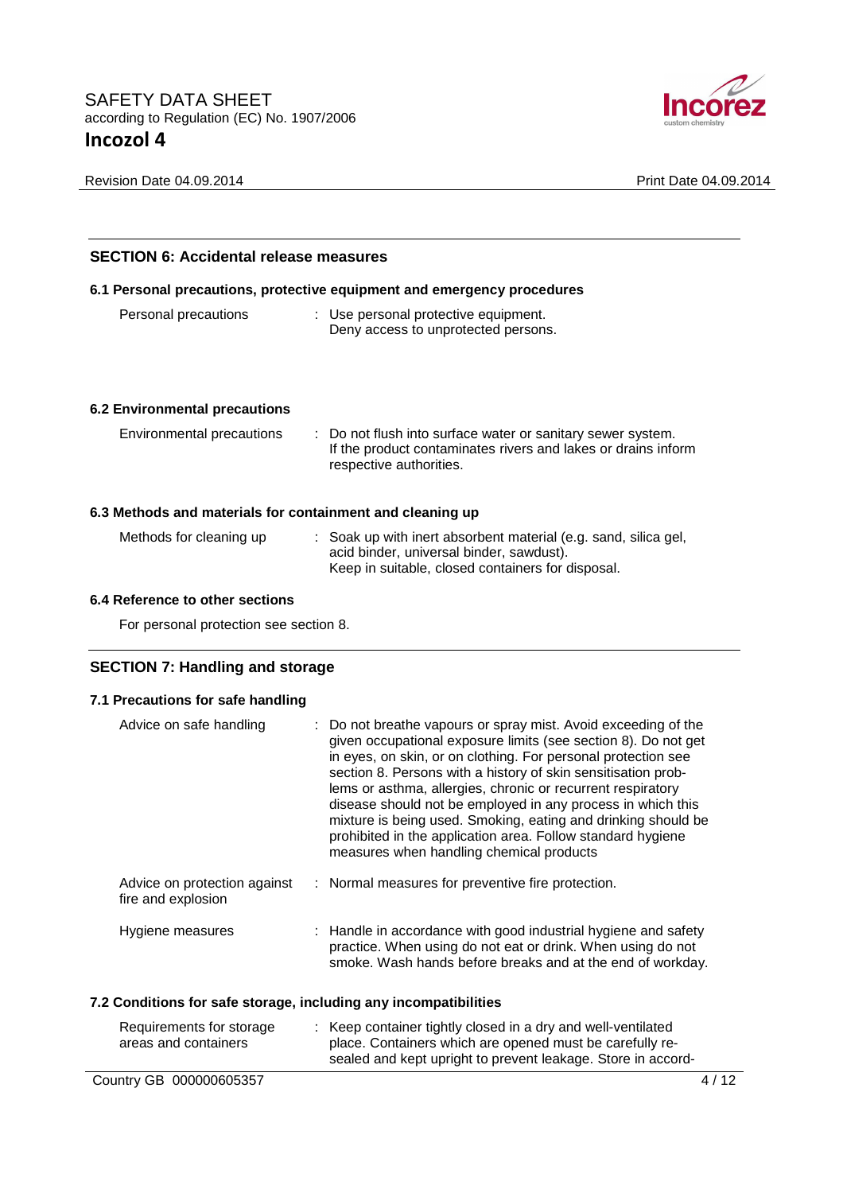## SECTION 6: Accidental release measures

### 6.1 Personal precautions, protective equipment and emergency procedures

| | |
|---|---|
| Personal precautions | : Use personal protective equipment.<br>Deny access to unprotected persons. |

### 6.2 Environmental precautions

| | |
|---|---|
| Environmental precautions | : Do not flush into surface water or sanitary sewer system.<br>If the product contaminates rivers and lakes or drains inform respective authorities. |

### 6.3 Methods and materials for containment and cleaning up

| | |
|---|---|
| Methods for cleaning up | : Soak up with inert absorbent material (e.g. sand, silica gel, acid binder, universal binder, sawdust).<br>Keep in suitable, closed containers for disposal. |

### 6.4 Reference to other sections

For personal protection see section 8.

## SECTION 7: Handling and storage

### 7.1 Precautions for safe handling

| | |
|---|---|
| Advice on safe handling | : Do not breathe vapours or spray mist. Avoid exceeding of the given occupational exposure limits (see section 8). Do not get in eyes, on skin, or on clothing. For personal protection see section 8. Persons with a history of skin sensitisation problems or asthma, allergies, chronic or recurrent respiratory disease should not be employed in any process in which this mixture is being used. Smoking, eating and drinking should be prohibited in the application area. Follow standard hygiene measures when handling chemical products |
| Advice on protection against fire and explosion | : Normal measures for preventive fire protection. |
| Hygiene measures | : Handle in accordance with good industrial hygiene and safety practice. When using do not eat or drink. When using do not smoke. Wash hands before breaks and at the end of workday. |

### 7.2 Conditions for safe storage, including any incompatibilities

| | |
|---|---|
| Requirements for storage areas and containers | : Keep container tightly closed in a dry and well-ventilated place. Containers which are opened must be carefully resealed and kept upright to prevent leakage. Store in accord- |

Country GB 000000605357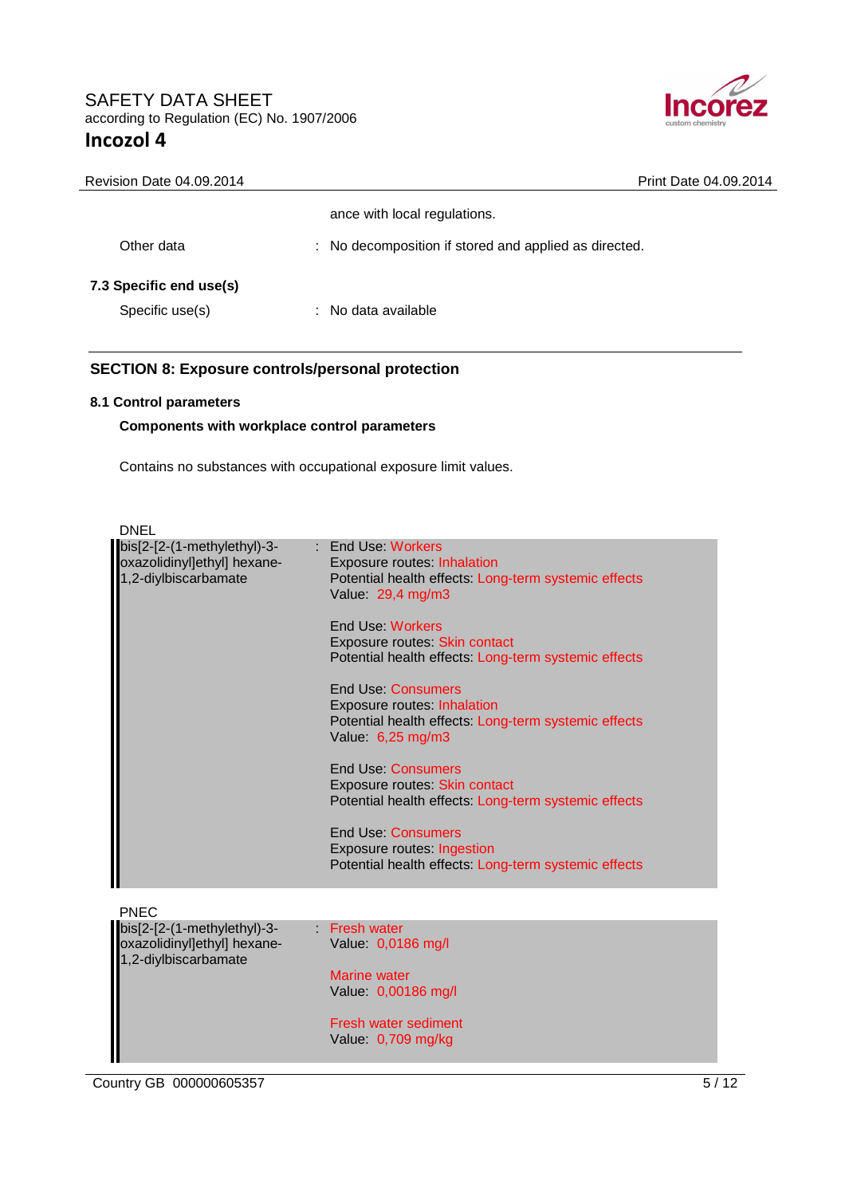ance with local regulations.

| | | |
|---|---|---|
| Other data | : | No decomposition if stored and applied as directed. |

### 7.3 Specific end use(s)

| | | |
|---|---|---|
| Specific use(s) | : | No data available |

## SECTION 8: Exposure controls/personal protection

### 8.1 Control parameters

**Components with workplace control parameters**

Contains no substances with occupational exposure limit values.

DNEL

| | |
|---|---|
| bis[2-[2-(1-methylethyl)-3-oxazolidinyl]ethyl] hexane-1,2-diylbiscarbamate | : End Use: Workers<br>Exposure routes: Inhalation<br>Potential health effects: Long-term systemic effects<br>Value: 29,4 mg/m3<br><br>End Use: Workers<br>Exposure routes: Skin contact<br>Potential health effects: Long-term systemic effects<br><br>End Use: Consumers<br>Exposure routes: Inhalation<br>Potential health effects: Long-term systemic effects<br>Value: 6,25 mg/m3<br><br>End Use: Consumers<br>Exposure routes: Skin contact<br>Potential health effects: Long-term systemic effects<br><br>End Use: Consumers<br>Exposure routes: Ingestion<br>Potential health effects: Long-term systemic effects |

PNEC

| | |
|---|---|
| bis[2-[2-(1-methylethyl)-3-oxazolidinyl]ethyl] hexane-1,2-diylbiscarbamate | : Fresh water<br>Value: 0,0186 mg/l<br><br>Marine water<br>Value: 0,00186 mg/l<br><br>Fresh water sediment<br>Value: 0,709 mg/kg |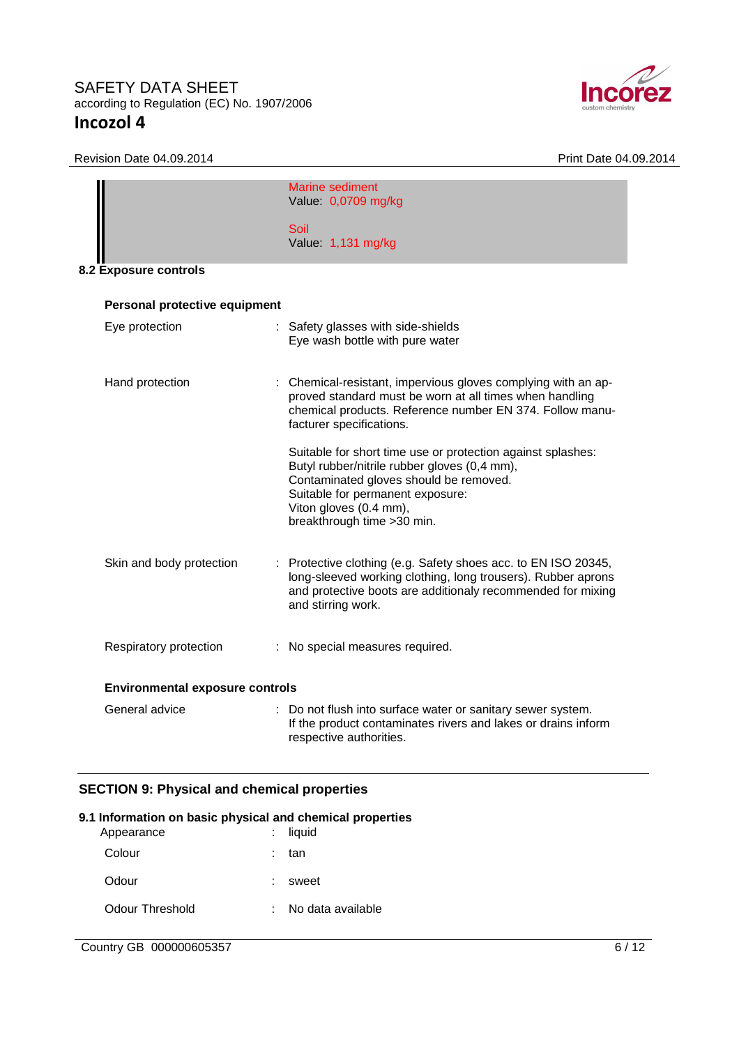Marine sediment
Value: 0,0709 mg/kg

Soil
Value: 1,131 mg/kg

## 8.2 Exposure controls

**Personal protective equipment**

| | |
|---|---|
| Eye protection | : Safety glasses with side-shields<br>Eye wash bottle with pure water |
| Hand protection | : Chemical-resistant, impervious gloves complying with an approved standard must be worn at all times when handling chemical products. Reference number EN 374. Follow manufacturer specifications.<br><br>Suitable for short time use or protection against splashes: Butyl rubber/nitrile rubber gloves (0,4 mm), Contaminated gloves should be removed. Suitable for permanent exposure: Viton gloves (0.4 mm), breakthrough time >30 min. |
| Skin and body protection | : Protective clothing (e.g. Safety shoes acc. to EN ISO 20345, long-sleeved working clothing, long trousers). Rubber aprons and protective boots are additionaly recommended for mixing and stirring work. |
| Respiratory protection | : No special measures required. |

**Environmental exposure controls**

| | |
|---|---|
| General advice | : Do not flush into surface water or sanitary sewer system. If the product contaminates rivers and lakes or drains inform respective authorities. |

## SECTION 9: Physical and chemical properties

### 9.1 Information on basic physical and chemical properties

| | |
|---|---|
| Appearance | : liquid |
| Colour | : tan |
| Odour | : sweet |
| Odour Threshold | : No data available |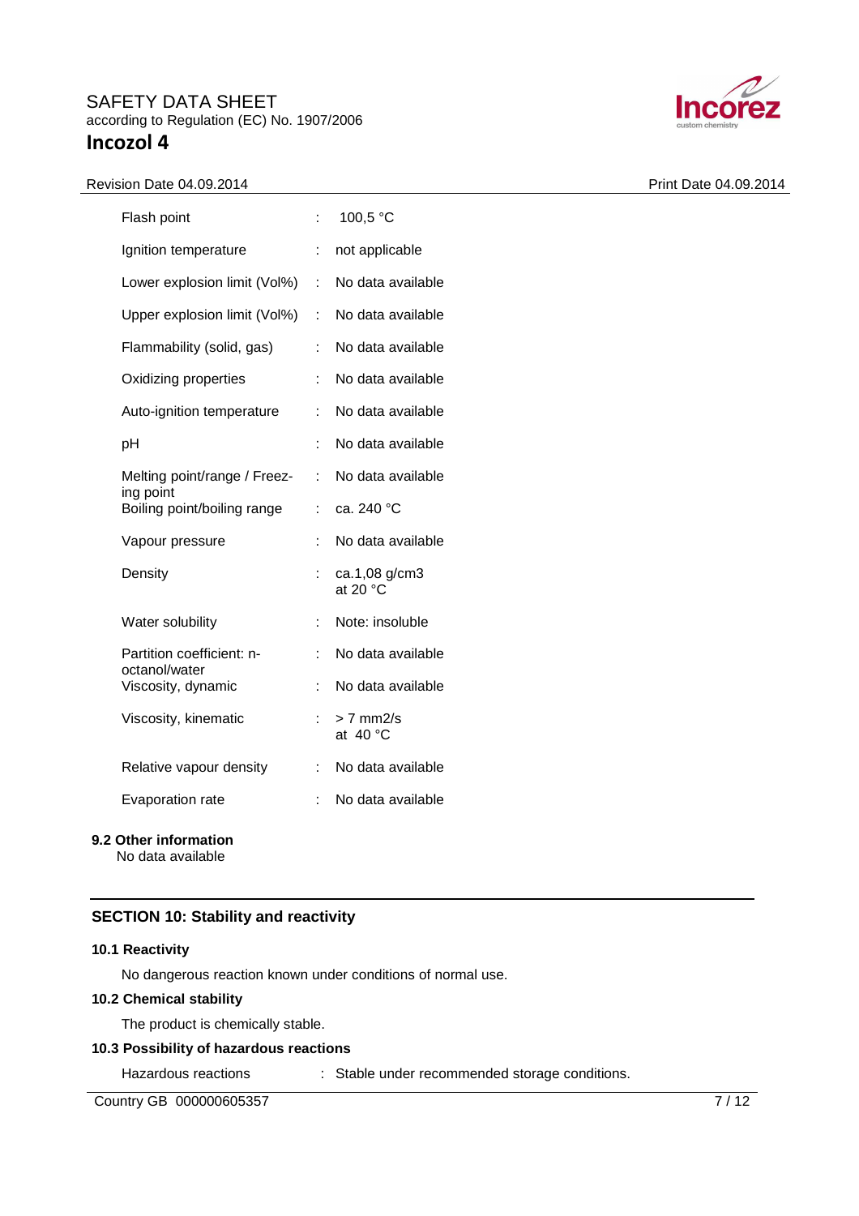| | | |
|---|---|---|
| Flash point | : | 100,5 °C |
| Ignition temperature | : | not applicable |
| Lower explosion limit (Vol%) | : | No data available |
| Upper explosion limit (Vol%) | : | No data available |
| Flammability (solid, gas) | : | No data available |
| Oxidizing properties | : | No data available |
| Auto-ignition temperature | : | No data available |
| pH | : | No data available |
| Melting point/range / Freezing point | : | No data available |
| Boiling point/boiling range | : | ca. 240 °C |
| Vapour pressure | : | No data available |
| Density | : | ca.1,08 g/cm3 at 20 °C |
| Water solubility | : | Note: insoluble |
| Partition coefficient: n-octanol/water | : | No data available |
| Viscosity, dynamic | : | No data available |
| Viscosity, kinematic | : | > 7 mm2/s at 40 °C |
| Relative vapour density | : | No data available |
| Evaporation rate | : | No data available |

### 9.2 Other information

No data available

## SECTION 10: Stability and reactivity

### 10.1 Reactivity

No dangerous reaction known under conditions of normal use.

### 10.2 Chemical stability

The product is chemically stable.

### 10.3 Possibility of hazardous reactions

Hazardous reactions : Stable under recommended storage conditions.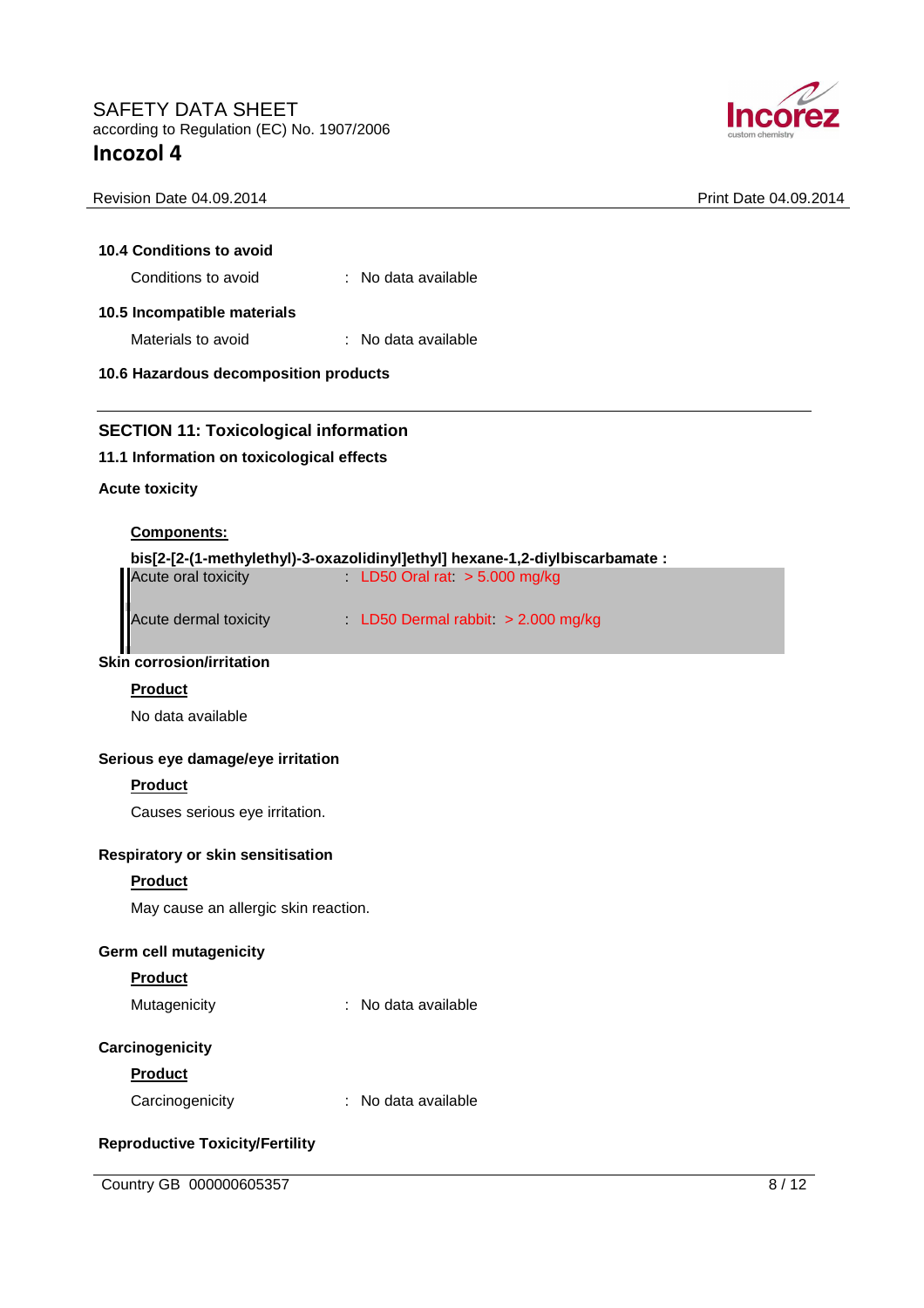### 10.4 Conditions to avoid

Conditions to avoid : No data available

### 10.5 Incompatible materials

Materials to avoid : No data available

### 10.6 Hazardous decomposition products

## SECTION 11: Toxicological information

### 11.1 Information on toxicological effects

**Acute toxicity**

**Components:**

**bis[2-[2-(1-methylethyl)-3-oxazolidinyl]ethyl] hexane-1,2-diylbiscarbamate :**

Acute oral toxicity : LD50 Oral rat: > 5.000 mg/kg

Acute dermal toxicity : LD50 Dermal rabbit: > 2.000 mg/kg

**Skin corrosion/irritation**

**Product**

No data available

**Serious eye damage/eye irritation**

**Product**

Causes serious eye irritation.

**Respiratory or skin sensitisation**

**Product**

May cause an allergic skin reaction.

**Germ cell mutagenicity**

**Product**

Mutagenicity : No data available

**Carcinogenicity**

**Product**

Carcinogenicity : No data available

**Reproductive Toxicity/Fertility**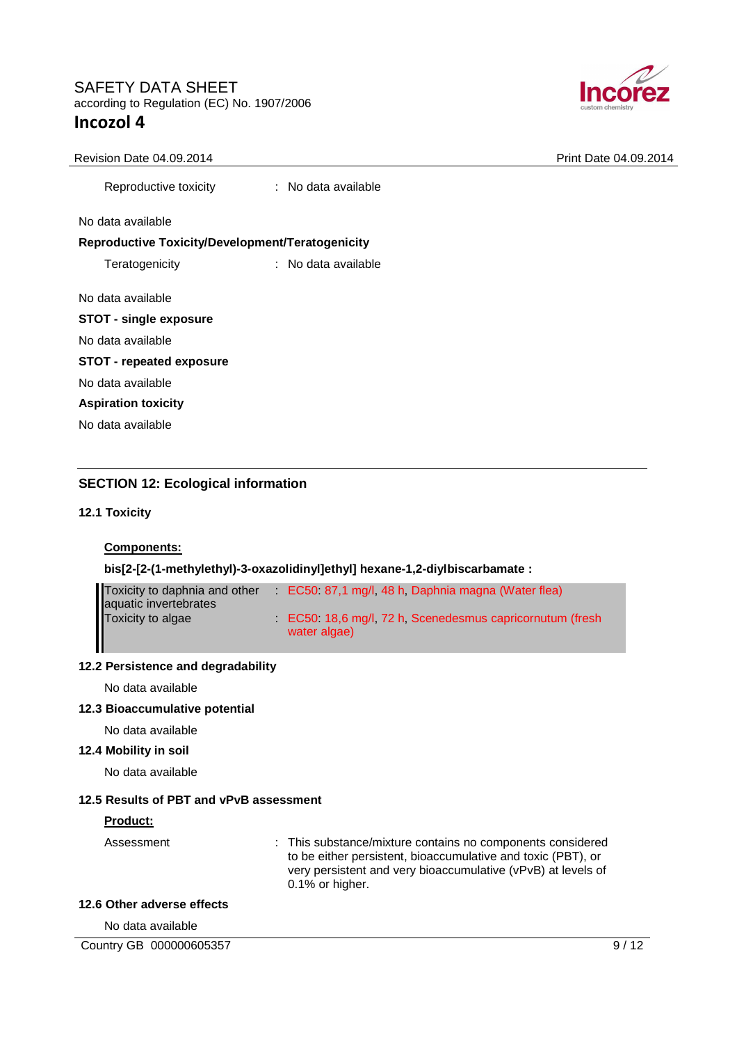Reproductive toxicity : No data available

No data available

**Reproductive Toxicity/Development/Teratogenicity**

Teratogenicity : No data available

No data available

**STOT - single exposure**

No data available

**STOT - repeated exposure**

No data available

**Aspiration toxicity**

No data available

## SECTION 12: Ecological information

### 12.1 Toxicity

**Components:**

**bis[2-[2-(1-methylethyl)-3-oxazolidinyl]ethyl] hexane-1,2-diylbiscarbamate :**

| | |
|---|---|
| Toxicity to daphnia and other aquatic invertebrates | : EC50: 87,1 mg/l, 48 h, Daphnia magna (Water flea) |
| Toxicity to algae | : EC50: 18,6 mg/l, 72 h, Scenedesmus capricornutum (fresh water algae) |

### 12.2 Persistence and degradability

No data available

### 12.3 Bioaccumulative potential

No data available

### 12.4 Mobility in soil

No data available

### 12.5 Results of PBT and vPvB assessment

**Product:**

Assessment : This substance/mixture contains no components considered to be either persistent, bioaccumulative and toxic (PBT), or very persistent and very bioaccumulative (vPvB) at levels of 0.1% or higher.

### 12.6 Other adverse effects

No data available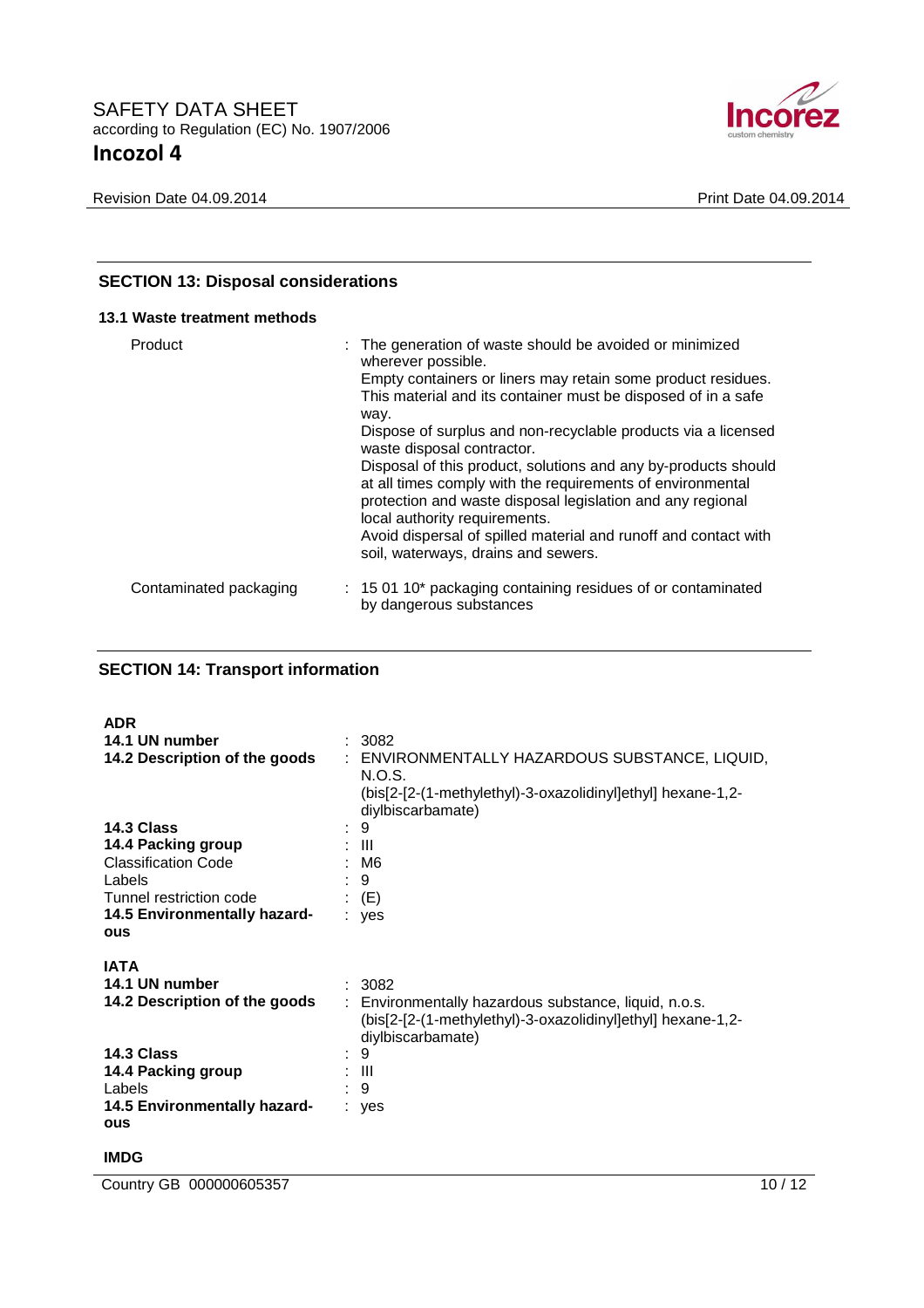## SECTION 13: Disposal considerations

### 13.1 Waste treatment methods

| | |
|---|---|
| Product | : The generation of waste should be avoided or minimized wherever possible.<br>Empty containers or liners may retain some product residues.<br>This material and its container must be disposed of in a safe way.<br>Dispose of surplus and non-recyclable products via a licensed waste disposal contractor.<br>Disposal of this product, solutions and any by-products should at all times comply with the requirements of environmental protection and waste disposal legislation and any regional local authority requirements.<br>Avoid dispersal of spilled material and runoff and contact with soil, waterways, drains and sewers. |
| Contaminated packaging | : 15 01 10* packaging containing residues of or contaminated by dangerous substances |

## SECTION 14: Transport information

**ADR**

| | |
|---|---|
| **14.1 UN number** | : 3082 |
| **14.2 Description of the goods** | : ENVIRONMENTALLY HAZARDOUS SUBSTANCE, LIQUID, N.O.S.<br>(bis[2-[2-(1-methylethyl)-3-oxazolidinyl]ethyl] hexane-1,2-diylbiscarbamate) |
| **14.3 Class** | : 9 |
| **14.4 Packing group** | : III |
| Classification Code | : M6 |
| Labels | : 9 |
| Tunnel restriction code | : (E) |
| **14.5 Environmentally hazardous** | : yes |

**IATA**

| | |
|---|---|
| **14.1 UN number** | : 3082 |
| **14.2 Description of the goods** | : Environmentally hazardous substance, liquid, n.o.s.<br>(bis[2-[2-(1-methylethyl)-3-oxazolidinyl]ethyl] hexane-1,2-diylbiscarbamate) |
| **14.3 Class** | : 9 |
| **14.4 Packing group** | : III |
| Labels | : 9 |
| **14.5 Environmentally hazardous** | : yes |

**IMDG**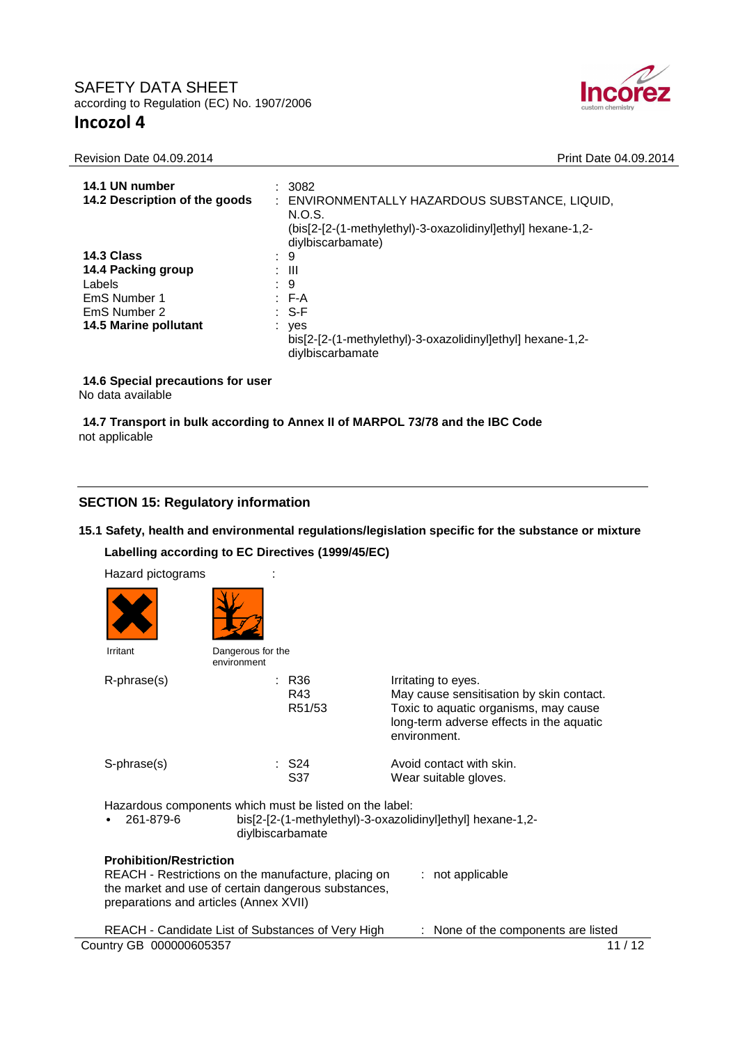| | | |
|---|---|---|
| **14.1 UN number** | : | 3082 |
| **14.2 Description of the goods** | : | ENVIRONMENTALLY HAZARDOUS SUBSTANCE, LIQUID, N.O.S. (bis[2-[2-(1-methylethyl)-3-oxazolidinyl]ethyl] hexane-1,2-diylbiscarbamate) |
| **14.3 Class** | : | 9 |
| **14.4 Packing group** | : | III |
| Labels | : | 9 |
| EmS Number 1 | : | F-A |
| EmS Number 2 | : | S-F |
| **14.5 Marine pollutant** | : | yes bis[2-[2-(1-methylethyl)-3-oxazolidinyl]ethyl] hexane-1,2-diylbiscarbamate |

**14.6 Special precautions for user**
No data available

**14.7 Transport in bulk according to Annex II of MARPOL 73/78 and the IBC Code**
not applicable

## SECTION 15: Regulatory information

### 15.1 Safety, health and environmental regulations/legislation specific for the substance or mixture

**Labelling according to EC Directives (1999/45/EC)**

Hazard pictograms :

Irritant

Dangerous for the environment

| | | | |
|---|---|---|---|
| R-phrase(s) | : | R36 | Irritating to eyes. |
| | | R43 | May cause sensitisation by skin contact. |
| | | R51/53 | Toxic to aquatic organisms, may cause long-term adverse effects in the aquatic environment. |
| S-phrase(s) | : | S24 | Avoid contact with skin. |
| | | S37 | Wear suitable gloves. |

Hazardous components which must be listed on the label:

- 261-879-6 bis[2-[2-(1-methylethyl)-3-oxazolidinyl]ethyl] hexane-1,2-diylbiscarbamate

**Prohibition/Restriction**

REACH - Restrictions on the manufacture, placing on the market and use of certain dangerous substances, preparations and articles (Annex XVII) : not applicable

REACH - Candidate List of Substances of Very High : None of the components are listed

Country GB 000000605357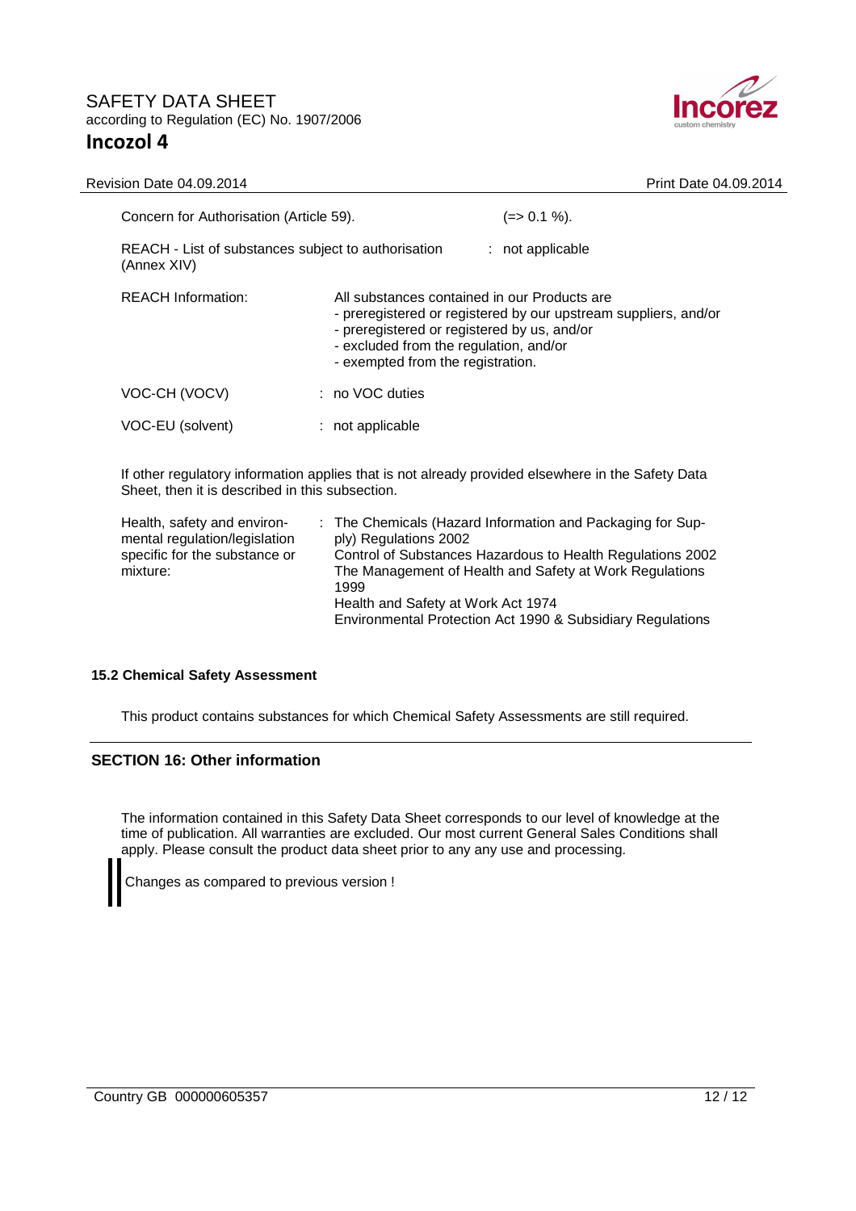| | |
|---|---|
| Concern for Authorisation (Article 59). | (=> 0.1 %). |
| REACH - List of substances subject to authorisation (Annex XIV) | : not applicable |
| REACH Information: | All substances contained in our Products are<br>- preregistered or registered by our upstream suppliers, and/or<br>- preregistered or registered by us, and/or<br>- excluded from the regulation, and/or<br>- exempted from the registration. |
| VOC-CH (VOCV) | : no VOC duties |
| VOC-EU (solvent) | : not applicable |

If other regulatory information applies that is not already provided elsewhere in the Safety Data Sheet, then it is described in this subsection.

| | |
|---|---|
| Health, safety and environmental regulation/legislation specific for the substance or mixture: | : The Chemicals (Hazard Information and Packaging for Supply) Regulations 2002<br>Control of Substances Hazardous to Health Regulations 2002<br>The Management of Health and Safety at Work Regulations 1999<br>Health and Safety at Work Act 1974<br>Environmental Protection Act 1990 & Subsidiary Regulations |

### 15.2 Chemical Safety Assessment

This product contains substances for which Chemical Safety Assessments are still required.

## SECTION 16: Other information

The information contained in this Safety Data Sheet corresponds to our level of knowledge at the time of publication. All warranties are excluded. Our most current General Sales Conditions shall apply. Please consult the product data sheet prior to any any use and processing.

Changes as compared to previous version !